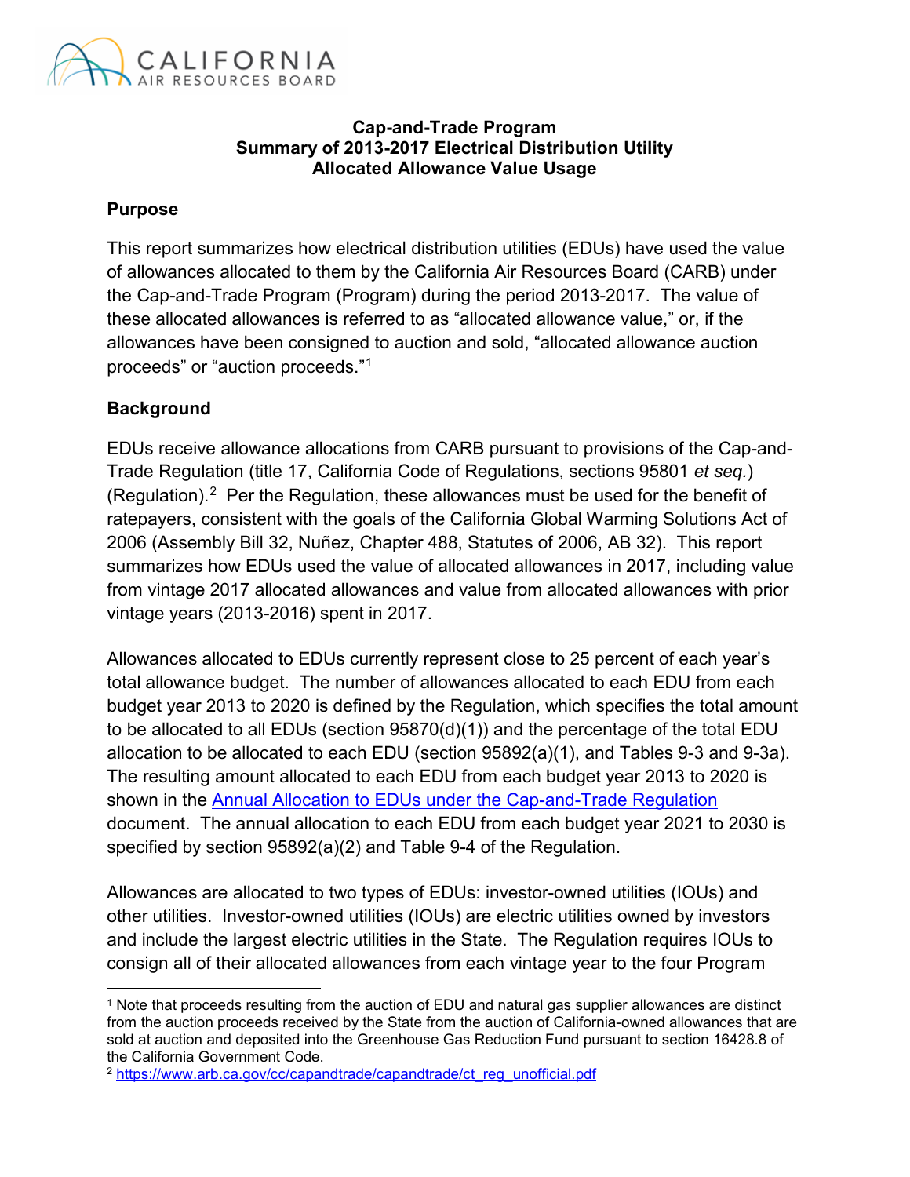# Cap-and-Trade Program
# Summary of 2013-2017 Electrical Distribution Utility Allocated Allowance Value Usage

## Purpose

This report summarizes how electrical distribution utilities (EDUs) have used the value of allowances allocated to them by the California Air Resources Board (CARB) under the Cap-and-Trade Program (Program) during the period 2013-2017. The value of these allocated allowances is referred to as "allocated allowance value," or, if the allowances have been consigned to auction and sold, "allocated allowance auction proceeds" or "auction proceeds."[1]

## Background

EDUs receive allowance allocations from CARB pursuant to provisions of the Cap-and-Trade Regulation (title 17, California Code of Regulations, sections 95801 *et seq.*) (Regulation).[2] Per the Regulation, these allowances must be used for the benefit of ratepayers, consistent with the goals of the California Global Warming Solutions Act of 2006 (Assembly Bill 32, Nuñez, Chapter 488, Statutes of 2006, AB 32). This report summarizes how EDUs used the value of allocated allowances in 2017, including value from vintage 2017 allocated allowances and value from allocated allowances with prior vintage years (2013-2016) spent in 2017.

Allowances allocated to EDUs currently represent close to 25 percent of each year's total allowance budget. The number of allowances allocated to each EDU from each budget year 2013 to 2020 is defined by the Regulation, which specifies the total amount to be allocated to all EDUs (section 95870(d)(1)) and the percentage of the total EDU allocation to be allocated to each EDU (section 95892(a)(1), and Tables 9-3 and 9-3a). The resulting amount allocated to each EDU from each budget year 2013 to 2020 is shown in the Annual Allocation to EDUs under the Cap-and-Trade Regulation document. The annual allocation to each EDU from each budget year 2021 to 2030 is specified by section 95892(a)(2) and Table 9-4 of the Regulation.

Allowances are allocated to two types of EDUs: investor-owned utilities (IOUs) and other utilities. Investor-owned utilities (IOUs) are electric utilities owned by investors and include the largest electric utilities in the State. The Regulation requires IOUs to consign all of their allocated allowances from each vintage year to the four Program

---

[1] Note that proceeds resulting from the auction of EDU and natural gas supplier allowances are distinct from the auction proceeds received by the State from the auction of California-owned allowances that are sold at auction and deposited into the Greenhouse Gas Reduction Fund pursuant to section 16428.8 of the California Government Code.

[2] https://www.arb.ca.gov/cc/capandtrade/capandtrade/ct_reg_unofficial.pdf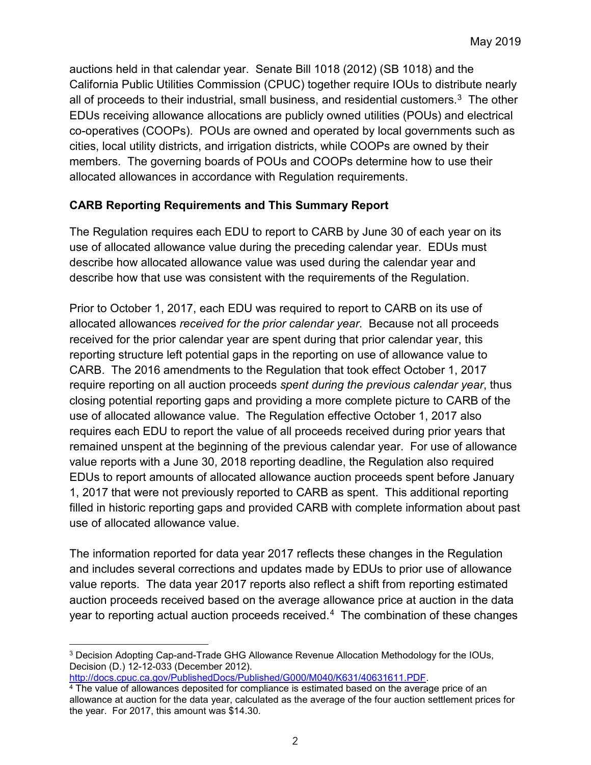auctions held in that calendar year. Senate Bill 1018 (2012) (SB 1018) and the California Public Utilities Commission (CPUC) together require IOUs to distribute nearly all of proceeds to their industrial, small business, and residential customers.[3] The other EDUs receiving allowance allocations are publicly owned utilities (POUs) and electrical co-operatives (COOPs). POUs are owned and operated by local governments such as cities, local utility districts, and irrigation districts, while COOPs are owned by their members. The governing boards of POUs and COOPs determine how to use their allocated allowances in accordance with Regulation requirements.

**CARB Reporting Requirements and This Summary Report**

The Regulation requires each EDU to report to CARB by June 30 of each year on its use of allocated allowance value during the preceding calendar year. EDUs must describe how allocated allowance value was used during the calendar year and describe how that use was consistent with the requirements of the Regulation.

Prior to October 1, 2017, each EDU was required to report to CARB on its use of allocated allowances *received for the prior calendar year*. Because not all proceeds received for the prior calendar year are spent during that prior calendar year, this reporting structure left potential gaps in the reporting on use of allowance value to CARB. The 2016 amendments to the Regulation that took effect October 1, 2017 require reporting on all auction proceeds *spent during the previous calendar year*, thus closing potential reporting gaps and providing a more complete picture to CARB of the use of allocated allowance value. The Regulation effective October 1, 2017 also requires each EDU to report the value of all proceeds received during prior years that remained unspent at the beginning of the previous calendar year. For use of allowance value reports with a June 30, 2018 reporting deadline, the Regulation also required EDUs to report amounts of allocated allowance auction proceeds spent before January 1, 2017 that were not previously reported to CARB as spent. This additional reporting filled in historic reporting gaps and provided CARB with complete information about past use of allocated allowance value.

The information reported for data year 2017 reflects these changes in the Regulation and includes several corrections and updates made by EDUs to prior use of allowance value reports. The data year 2017 reports also reflect a shift from reporting estimated auction proceeds received based on the average allowance price at auction in the data year to reporting actual auction proceeds received.[4] The combination of these changes

---

[3] Decision Adopting Cap-and-Trade GHG Allowance Revenue Allocation Methodology for the IOUs, Decision (D.) 12-12-033 (December 2012). http://docs.cpuc.ca.gov/PublishedDocs/Published/G000/M040/K631/40631611.PDF.

[4] The value of allowances deposited for compliance is estimated based on the average price of an allowance at auction for the data year, calculated as the average of the four auction settlement prices for the year. For 2017, this amount was $14.30.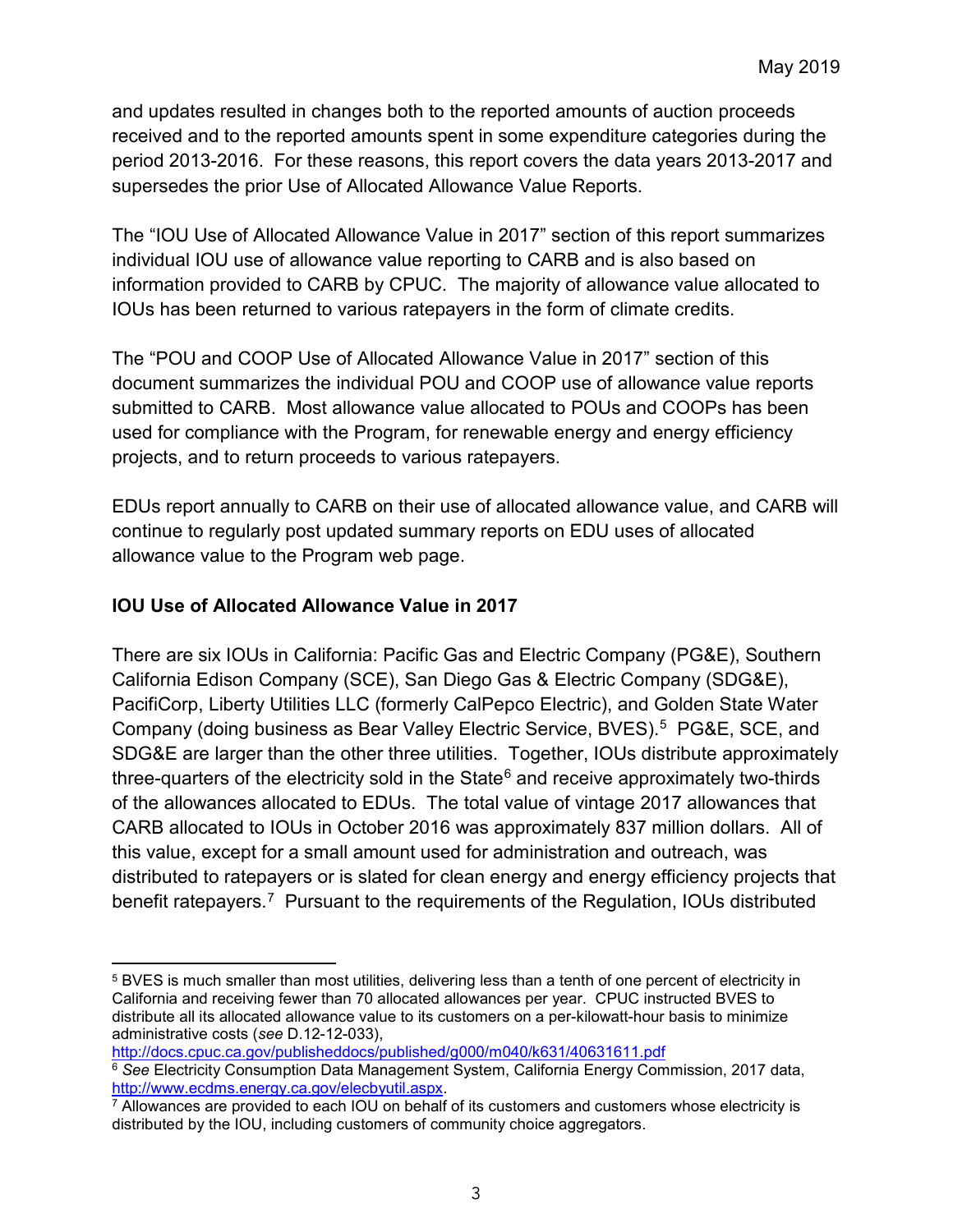and updates resulted in changes both to the reported amounts of auction proceeds received and to the reported amounts spent in some expenditure categories during the period 2013-2016. For these reasons, this report covers the data years 2013-2017 and supersedes the prior Use of Allocated Allowance Value Reports.

The "IOU Use of Allocated Allowance Value in 2017" section of this report summarizes individual IOU use of allowance value reporting to CARB and is also based on information provided to CARB by CPUC. The majority of allowance value allocated to IOUs has been returned to various ratepayers in the form of climate credits.

The "POU and COOP Use of Allocated Allowance Value in 2017" section of this document summarizes the individual POU and COOP use of allowance value reports submitted to CARB. Most allowance value allocated to POUs and COOPs has been used for compliance with the Program, for renewable energy and energy efficiency projects, and to return proceeds to various ratepayers.

EDUs report annually to CARB on their use of allocated allowance value, and CARB will continue to regularly post updated summary reports on EDU uses of allocated allowance value to the Program web page.

**IOU Use of Allocated Allowance Value in 2017**

There are six IOUs in California: Pacific Gas and Electric Company (PG&E), Southern California Edison Company (SCE), San Diego Gas & Electric Company (SDG&E), PacifiCorp, Liberty Utilities LLC (formerly CalPepco Electric), and Golden State Water Company (doing business as Bear Valley Electric Service, BVES).[5] PG&E, SCE, and SDG&E are larger than the other three utilities. Together, IOUs distribute approximately three-quarters of the electricity sold in the State[6] and receive approximately two-thirds of the allowances allocated to EDUs. The total value of vintage 2017 allowances that CARB allocated to IOUs in October 2016 was approximately 837 million dollars. All of this value, except for a small amount used for administration and outreach, was distributed to ratepayers or is slated for clean energy and energy efficiency projects that benefit ratepayers.[7] Pursuant to the requirements of the Regulation, IOUs distributed

---

[5] BVES is much smaller than most utilities, delivering less than a tenth of one percent of electricity in California and receiving fewer than 70 allocated allowances per year. CPUC instructed BVES to distribute all its allocated allowance value to its customers on a per-kilowatt-hour basis to minimize administrative costs (*see* D.12-12-033), http://docs.cpuc.ca.gov/publisheddocs/published/g000/m040/k631/40631611.pdf

[6] *See* Electricity Consumption Data Management System, California Energy Commission, 2017 data, http://www.ecdms.energy.ca.gov/elecbyutil.aspx.

[7] Allowances are provided to each IOU on behalf of its customers and customers whose electricity is distributed by the IOU, including customers of community choice aggregators.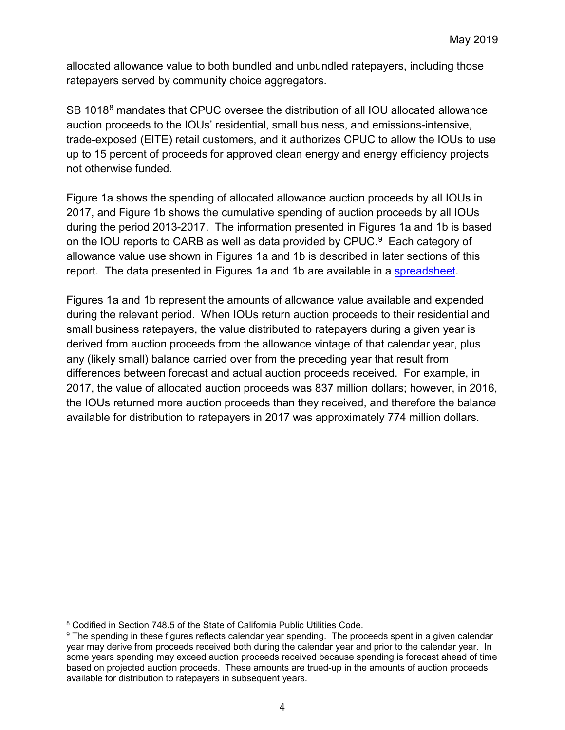allocated allowance value to both bundled and unbundled ratepayers, including those ratepayers served by community choice aggregators.

SB 1018[8] mandates that CPUC oversee the distribution of all IOU allocated allowance auction proceeds to the IOUs' residential, small business, and emissions-intensive, trade-exposed (EITE) retail customers, and it authorizes CPUC to allow the IOUs to use up to 15 percent of proceeds for approved clean energy and energy efficiency projects not otherwise funded.

Figure 1a shows the spending of allocated allowance auction proceeds by all IOUs in 2017, and Figure 1b shows the cumulative spending of auction proceeds by all IOUs during the period 2013-2017. The information presented in Figures 1a and 1b is based on the IOU reports to CARB as well as data provided by CPUC.[9] Each category of allowance value use shown in Figures 1a and 1b is described in later sections of this report. The data presented in Figures 1a and 1b are available in a spreadsheet.

Figures 1a and 1b represent the amounts of allowance value available and expended during the relevant period. When IOUs return auction proceeds to their residential and small business ratepayers, the value distributed to ratepayers during a given year is derived from auction proceeds from the allowance vintage of that calendar year, plus any (likely small) balance carried over from the preceding year that result from differences between forecast and actual auction proceeds received. For example, in 2017, the value of allocated auction proceeds was 837 million dollars; however, in 2016, the IOUs returned more auction proceeds than they received, and therefore the balance available for distribution to ratepayers in 2017 was approximately 774 million dollars.

---

[8] Codified in Section 748.5 of the State of California Public Utilities Code.

[9] The spending in these figures reflects calendar year spending. The proceeds spent in a given calendar year may derive from proceeds received both during the calendar year and prior to the calendar year. In some years spending may exceed auction proceeds received because spending is forecast ahead of time based on projected auction proceeds. These amounts are trued-up in the amounts of auction proceeds available for distribution to ratepayers in subsequent years.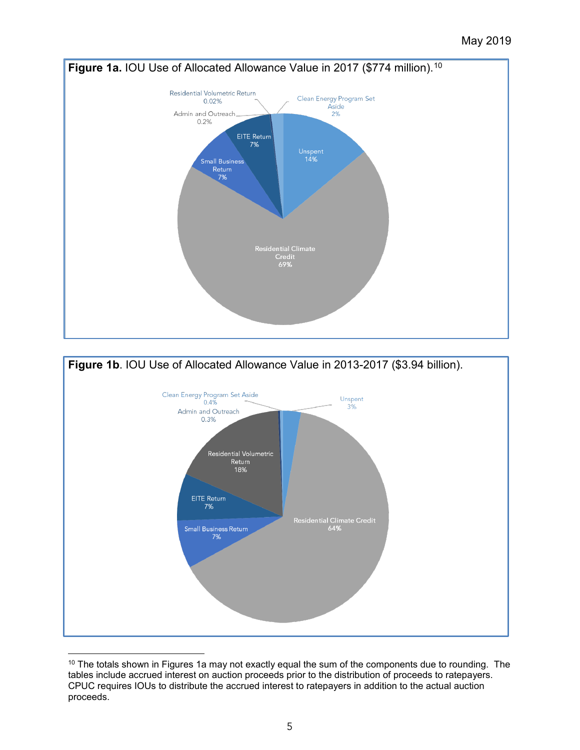**Figure 1a.** IOU Use of Allocated Allowance Value in 2017 ($774 million).[10]

Residential Volumetric Return 0.02%

Admin and Outreach 0.2%

Clean Energy Program Set Aside 2%

EITE Return 7%

Unspent 14%

Small Business Return 7%

Residential Climate Credit 69%

**Figure 1b**. IOU Use of Allocated Allowance Value in 2013-2017 ($3.94 billion).

Clean Energy Program Set Aside 0.4%

Admin and Outreach 0.3%

Unspent 3%

Residential Volumetric Return 18%

EITE Return 7%

Residential Climate Credit 64%

Small Business Return 7%

---

[10] The totals shown in Figures 1a may not exactly equal the sum of the components due to rounding. The tables include accrued interest on auction proceeds prior to the distribution of proceeds to ratepayers. CPUC requires IOUs to distribute the accrued interest to ratepayers in addition to the actual auction proceeds.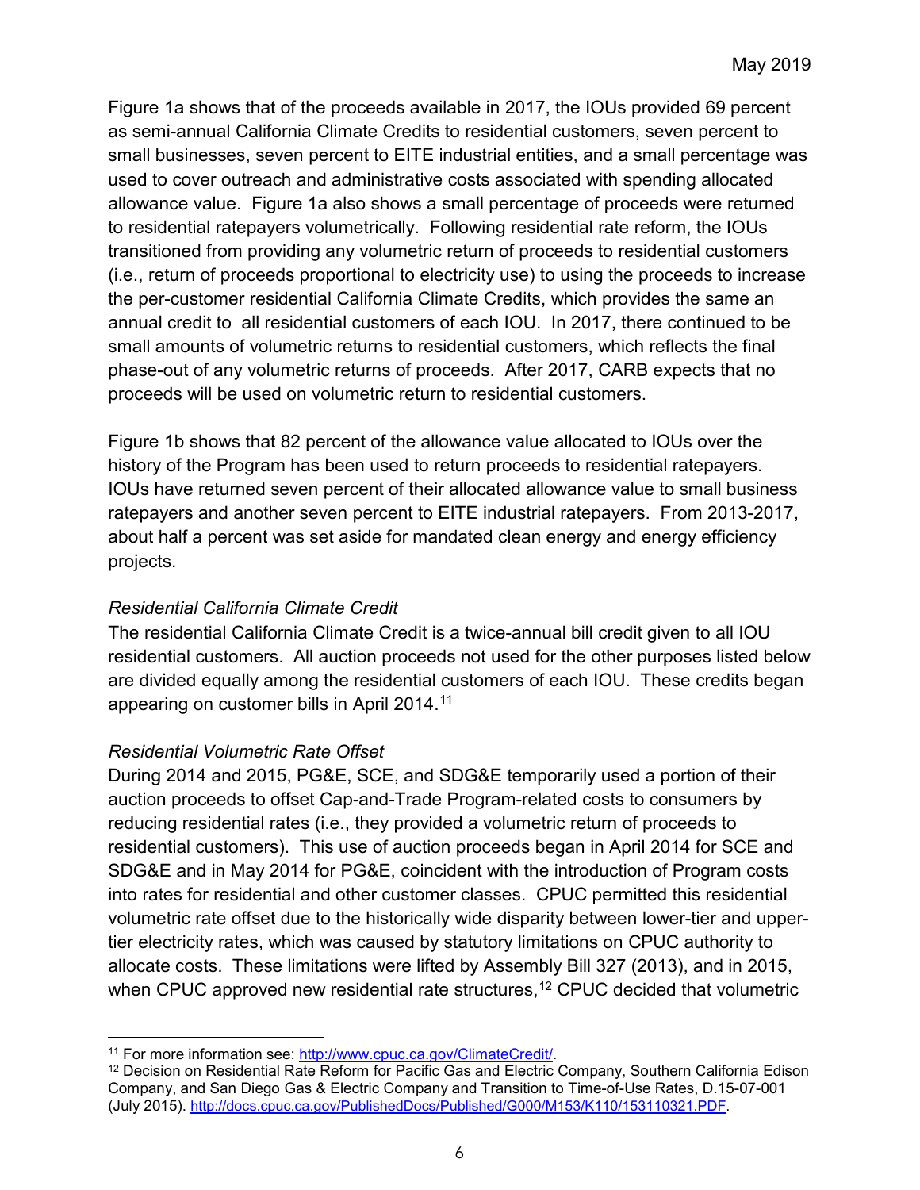Figure 1a shows that of the proceeds available in 2017, the IOUs provided 69 percent as semi-annual California Climate Credits to residential customers, seven percent to small businesses, seven percent to EITE industrial entities, and a small percentage was used to cover outreach and administrative costs associated with spending allocated allowance value. Figure 1a also shows a small percentage of proceeds were returned to residential ratepayers volumetrically. Following residential rate reform, the IOUs transitioned from providing any volumetric return of proceeds to residential customers (i.e., return of proceeds proportional to electricity use) to using the proceeds to increase the per-customer residential California Climate Credits, which provides the same an annual credit to all residential customers of each IOU. In 2017, there continued to be small amounts of volumetric returns to residential customers, which reflects the final phase-out of any volumetric returns of proceeds. After 2017, CARB expects that no proceeds will be used on volumetric return to residential customers.

Figure 1b shows that 82 percent of the allowance value allocated to IOUs over the history of the Program has been used to return proceeds to residential ratepayers. IOUs have returned seven percent of their allocated allowance value to small business ratepayers and another seven percent to EITE industrial ratepayers. From 2013-2017, about half a percent was set aside for mandated clean energy and energy efficiency projects.

*Residential California Climate Credit*

The residential California Climate Credit is a twice-annual bill credit given to all IOU residential customers. All auction proceeds not used for the other purposes listed below are divided equally among the residential customers of each IOU. These credits began appearing on customer bills in April 2014.[11]

*Residential Volumetric Rate Offset*

During 2014 and 2015, PG&E, SCE, and SDG&E temporarily used a portion of their auction proceeds to offset Cap-and-Trade Program-related costs to consumers by reducing residential rates (i.e., they provided a volumetric return of proceeds to residential customers). This use of auction proceeds began in April 2014 for SCE and SDG&E and in May 2014 for PG&E, coincident with the introduction of Program costs into rates for residential and other customer classes. CPUC permitted this residential volumetric rate offset due to the historically wide disparity between lower-tier and upper-tier electricity rates, which was caused by statutory limitations on CPUC authority to allocate costs. These limitations were lifted by Assembly Bill 327 (2013), and in 2015, when CPUC approved new residential rate structures,[12] CPUC decided that volumetric

---

[11] For more information see: http://www.cpuc.ca.gov/ClimateCredit/.

[12] Decision on Residential Rate Reform for Pacific Gas and Electric Company, Southern California Edison Company, and San Diego Gas & Electric Company and Transition to Time-of-Use Rates, D.15-07-001 (July 2015). http://docs.cpuc.ca.gov/PublishedDocs/Published/G000/M153/K110/153110321.PDF.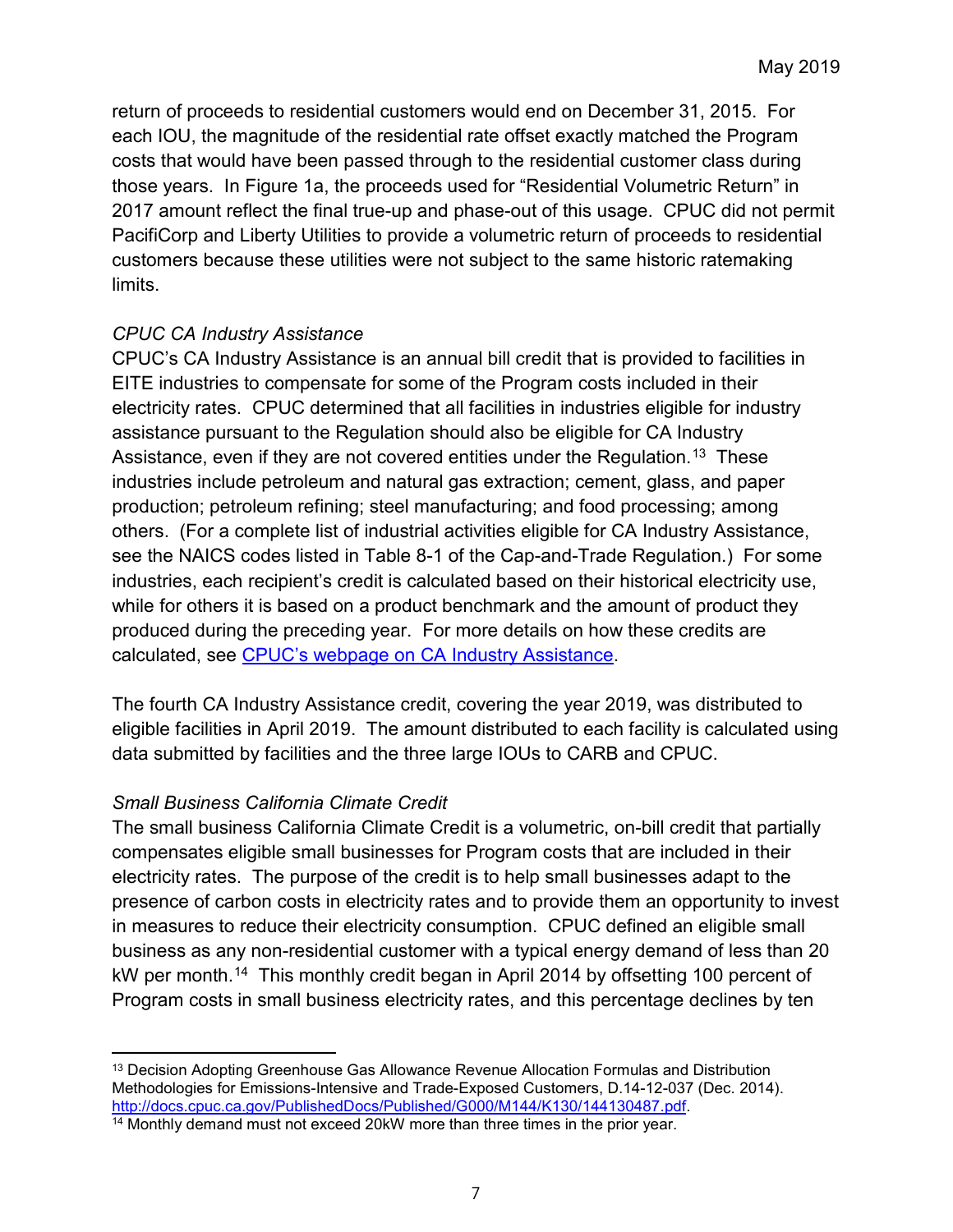return of proceeds to residential customers would end on December 31, 2015. For each IOU, the magnitude of the residential rate offset exactly matched the Program costs that would have been passed through to the residential customer class during those years. In Figure 1a, the proceeds used for "Residential Volumetric Return" in 2017 amount reflect the final true-up and phase-out of this usage. CPUC did not permit PacifiCorp and Liberty Utilities to provide a volumetric return of proceeds to residential customers because these utilities were not subject to the same historic ratemaking limits.

*CPUC CA Industry Assistance*

CPUC's CA Industry Assistance is an annual bill credit that is provided to facilities in EITE industries to compensate for some of the Program costs included in their electricity rates. CPUC determined that all facilities in industries eligible for industry assistance pursuant to the Regulation should also be eligible for CA Industry Assistance, even if they are not covered entities under the Regulation.[13] These industries include petroleum and natural gas extraction; cement, glass, and paper production; petroleum refining; steel manufacturing; and food processing; among others. (For a complete list of industrial activities eligible for CA Industry Assistance, see the NAICS codes listed in Table 8-1 of the Cap-and-Trade Regulation.) For some industries, each recipient's credit is calculated based on their historical electricity use, while for others it is based on a product benchmark and the amount of product they produced during the preceding year. For more details on how these credits are calculated, see CPUC's webpage on CA Industry Assistance.

The fourth CA Industry Assistance credit, covering the year 2019, was distributed to eligible facilities in April 2019. The amount distributed to each facility is calculated using data submitted by facilities and the three large IOUs to CARB and CPUC.

*Small Business California Climate Credit*

The small business California Climate Credit is a volumetric, on-bill credit that partially compensates eligible small businesses for Program costs that are included in their electricity rates. The purpose of the credit is to help small businesses adapt to the presence of carbon costs in electricity rates and to provide them an opportunity to invest in measures to reduce their electricity consumption. CPUC defined an eligible small business as any non-residential customer with a typical energy demand of less than 20 kW per month.[14] This monthly credit began in April 2014 by offsetting 100 percent of Program costs in small business electricity rates, and this percentage declines by ten

---

[13] Decision Adopting Greenhouse Gas Allowance Revenue Allocation Formulas and Distribution Methodologies for Emissions-Intensive and Trade-Exposed Customers, D.14-12-037 (Dec. 2014). http://docs.cpuc.ca.gov/PublishedDocs/Published/G000/M144/K130/144130487.pdf.

[14] Monthly demand must not exceed 20kW more than three times in the prior year.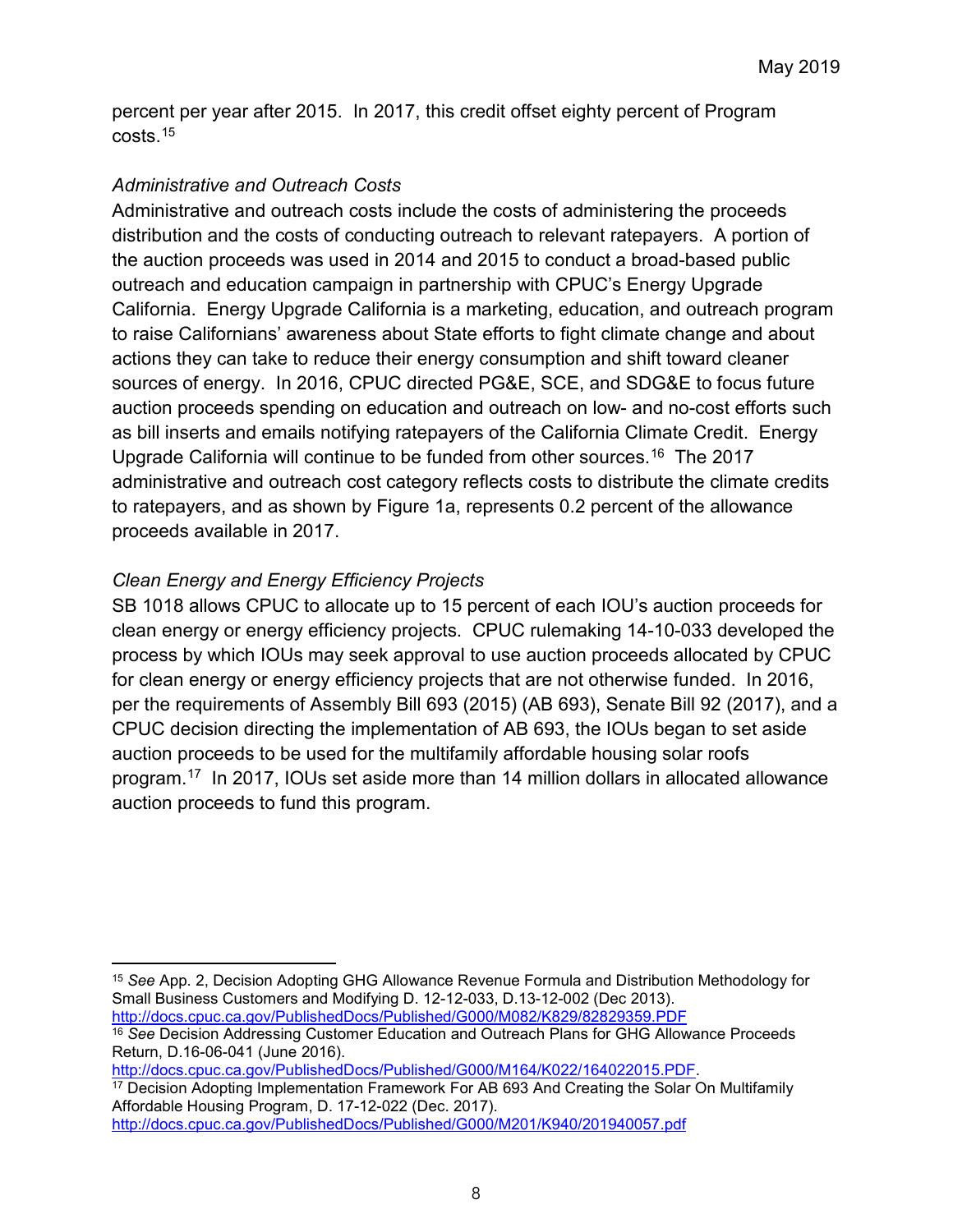percent per year after 2015. In 2017, this credit offset eighty percent of Program costs.[15]

*Administrative and Outreach Costs*

Administrative and outreach costs include the costs of administering the proceeds distribution and the costs of conducting outreach to relevant ratepayers. A portion of the auction proceeds was used in 2014 and 2015 to conduct a broad-based public outreach and education campaign in partnership with CPUC's Energy Upgrade California. Energy Upgrade California is a marketing, education, and outreach program to raise Californians' awareness about State efforts to fight climate change and about actions they can take to reduce their energy consumption and shift toward cleaner sources of energy. In 2016, CPUC directed PG&E, SCE, and SDG&E to focus future auction proceeds spending on education and outreach on low- and no-cost efforts such as bill inserts and emails notifying ratepayers of the California Climate Credit. Energy Upgrade California will continue to be funded from other sources.[16] The 2017 administrative and outreach cost category reflects costs to distribute the climate credits to ratepayers, and as shown by Figure 1a, represents 0.2 percent of the allowance proceeds available in 2017.

*Clean Energy and Energy Efficiency Projects*

SB 1018 allows CPUC to allocate up to 15 percent of each IOU's auction proceeds for clean energy or energy efficiency projects. CPUC rulemaking 14-10-033 developed the process by which IOUs may seek approval to use auction proceeds allocated by CPUC for clean energy or energy efficiency projects that are not otherwise funded. In 2016, per the requirements of Assembly Bill 693 (2015) (AB 693), Senate Bill 92 (2017), and a CPUC decision directing the implementation of AB 693, the IOUs began to set aside auction proceeds to be used for the multifamily affordable housing solar roofs program.[17] In 2017, IOUs set aside more than 14 million dollars in allocated allowance auction proceeds to fund this program.

---

[15] *See* App. 2, Decision Adopting GHG Allowance Revenue Formula and Distribution Methodology for Small Business Customers and Modifying D. 12-12-033, D.13-12-002 (Dec 2013). http://docs.cpuc.ca.gov/PublishedDocs/Published/G000/M082/K829/82829359.PDF

[16] *See* Decision Addressing Customer Education and Outreach Plans for GHG Allowance Proceeds Return, D.16-06-041 (June 2016). http://docs.cpuc.ca.gov/PublishedDocs/Published/G000/M164/K022/164022015.PDF.

[17] Decision Adopting Implementation Framework For AB 693 And Creating the Solar On Multifamily Affordable Housing Program, D. 17-12-022 (Dec. 2017). http://docs.cpuc.ca.gov/PublishedDocs/Published/G000/M201/K940/201940057.pdf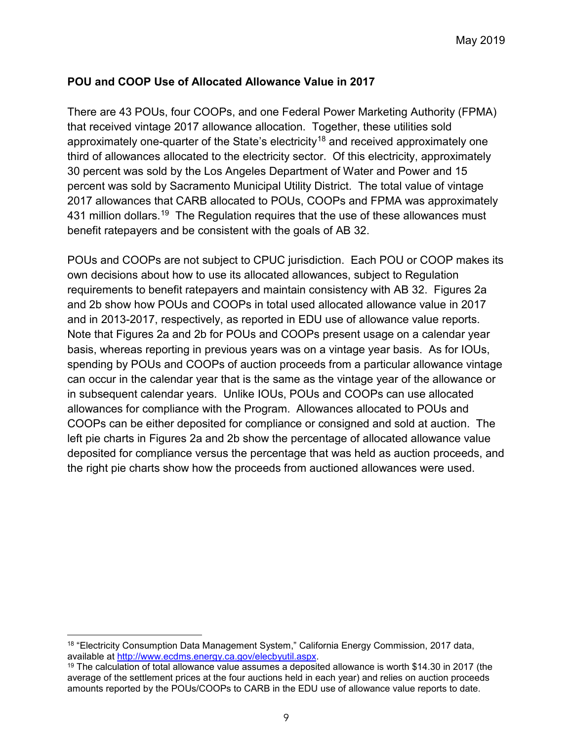**POU and COOP Use of Allocated Allowance Value in 2017**

There are 43 POUs, four COOPs, and one Federal Power Marketing Authority (FPMA) that received vintage 2017 allowance allocation. Together, these utilities sold approximately one-quarter of the State's electricity[18] and received approximately one third of allowances allocated to the electricity sector. Of this electricity, approximately 30 percent was sold by the Los Angeles Department of Water and Power and 15 percent was sold by Sacramento Municipal Utility District. The total value of vintage 2017 allowances that CARB allocated to POUs, COOPs and FPMA was approximately 431 million dollars.[19] The Regulation requires that the use of these allowances must benefit ratepayers and be consistent with the goals of AB 32.

POUs and COOPs are not subject to CPUC jurisdiction. Each POU or COOP makes its own decisions about how to use its allocated allowances, subject to Regulation requirements to benefit ratepayers and maintain consistency with AB 32. Figures 2a and 2b show how POUs and COOPs in total used allocated allowance value in 2017 and in 2013-2017, respectively, as reported in EDU use of allowance value reports. Note that Figures 2a and 2b for POUs and COOPs present usage on a calendar year basis, whereas reporting in previous years was on a vintage year basis. As for IOUs, spending by POUs and COOPs of auction proceeds from a particular allowance vintage can occur in the calendar year that is the same as the vintage year of the allowance or in subsequent calendar years. Unlike IOUs, POUs and COOPs can use allocated allowances for compliance with the Program. Allowances allocated to POUs and COOPs can be either deposited for compliance or consigned and sold at auction. The left pie charts in Figures 2a and 2b show the percentage of allocated allowance value deposited for compliance versus the percentage that was held as auction proceeds, and the right pie charts show how the proceeds from auctioned allowances were used.

---

[18] "Electricity Consumption Data Management System," California Energy Commission, 2017 data, available at http://www.ecdms.energy.ca.gov/elecbyutil.aspx.

[19] The calculation of total allowance value assumes a deposited allowance is worth $14.30 in 2017 (the average of the settlement prices at the four auctions held in each year) and relies on auction proceeds amounts reported by the POUs/COOPs to CARB in the EDU use of allowance value reports to date.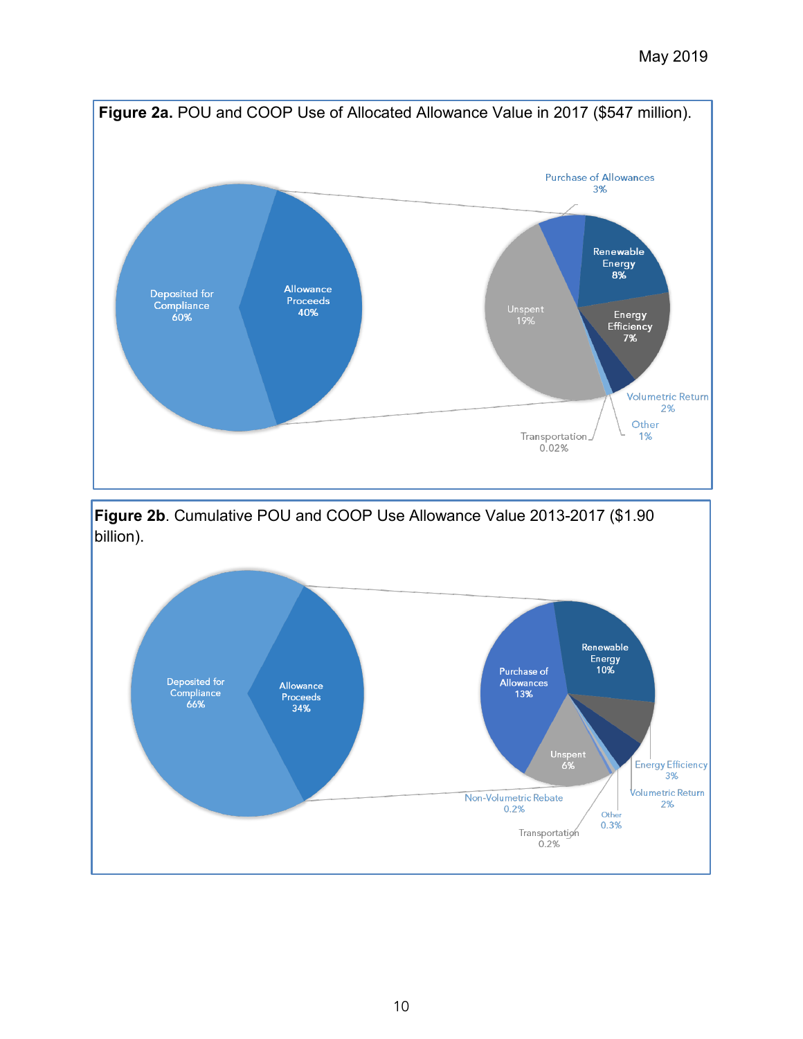**Figure 2a.** POU and COOP Use of Allocated Allowance Value in 2017 ($547 million).

**Figure 2b**. Cumulative POU and COOP Use Allowance Value 2013-2017 ($1.90 billion).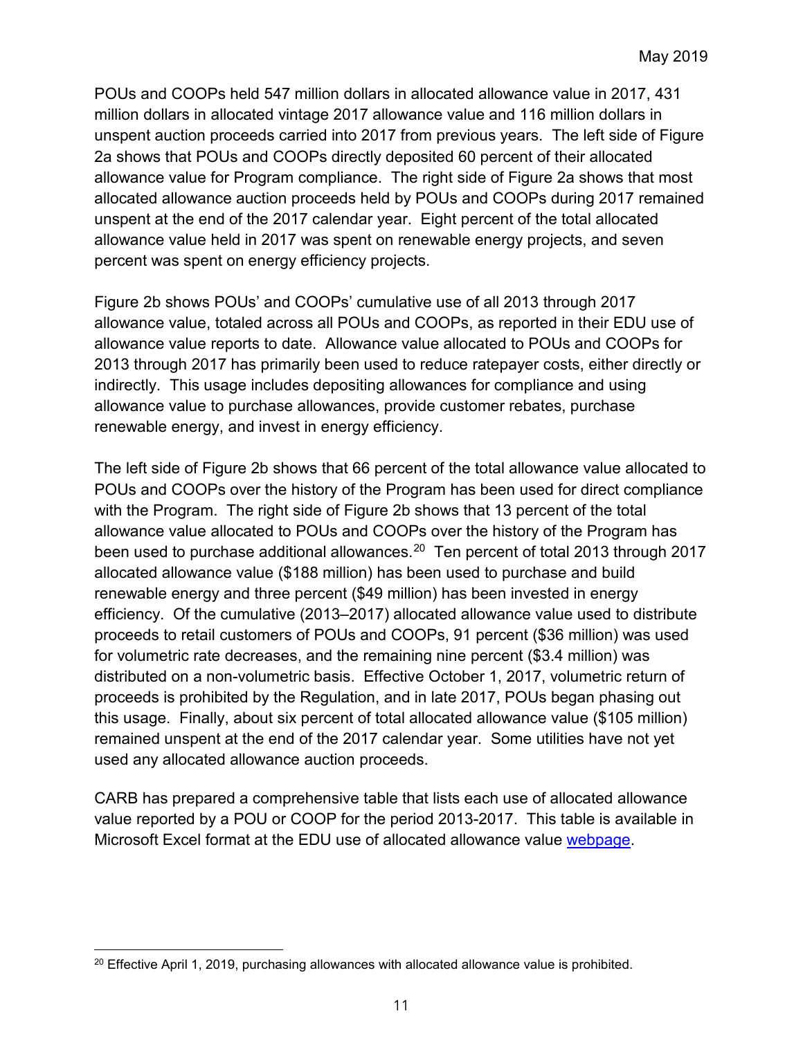POUs and COOPs held 547 million dollars in allocated allowance value in 2017, 431 million dollars in allocated vintage 2017 allowance value and 116 million dollars in unspent auction proceeds carried into 2017 from previous years. The left side of Figure 2a shows that POUs and COOPs directly deposited 60 percent of their allocated allowance value for Program compliance. The right side of Figure 2a shows that most allocated allowance auction proceeds held by POUs and COOPs during 2017 remained unspent at the end of the 2017 calendar year. Eight percent of the total allocated allowance value held in 2017 was spent on renewable energy projects, and seven percent was spent on energy efficiency projects.

Figure 2b shows POUs' and COOPs' cumulative use of all 2013 through 2017 allowance value, totaled across all POUs and COOPs, as reported in their EDU use of allowance value reports to date. Allowance value allocated to POUs and COOPs for 2013 through 2017 has primarily been used to reduce ratepayer costs, either directly or indirectly. This usage includes depositing allowances for compliance and using allowance value to purchase allowances, provide customer rebates, purchase renewable energy, and invest in energy efficiency.

The left side of Figure 2b shows that 66 percent of the total allowance value allocated to POUs and COOPs over the history of the Program has been used for direct compliance with the Program. The right side of Figure 2b shows that 13 percent of the total allowance value allocated to POUs and COOPs over the history of the Program has been used to purchase additional allowances.[20] Ten percent of total 2013 through 2017 allocated allowance value ($188 million) has been used to purchase and build renewable energy and three percent ($49 million) has been invested in energy efficiency. Of the cumulative (2013–2017) allocated allowance value used to distribute proceeds to retail customers of POUs and COOPs, 91 percent ($36 million) was used for volumetric rate decreases, and the remaining nine percent ($3.4 million) was distributed on a non-volumetric basis. Effective October 1, 2017, volumetric return of proceeds is prohibited by the Regulation, and in late 2017, POUs began phasing out this usage. Finally, about six percent of total allocated allowance value ($105 million) remained unspent at the end of the 2017 calendar year. Some utilities have not yet used any allocated allowance auction proceeds.

CARB has prepared a comprehensive table that lists each use of allocated allowance value reported by a POU or COOP for the period 2013-2017. This table is available in Microsoft Excel format at the EDU use of allocated allowance value webpage.

[20] Effective April 1, 2019, purchasing allowances with allocated allowance value is prohibited.